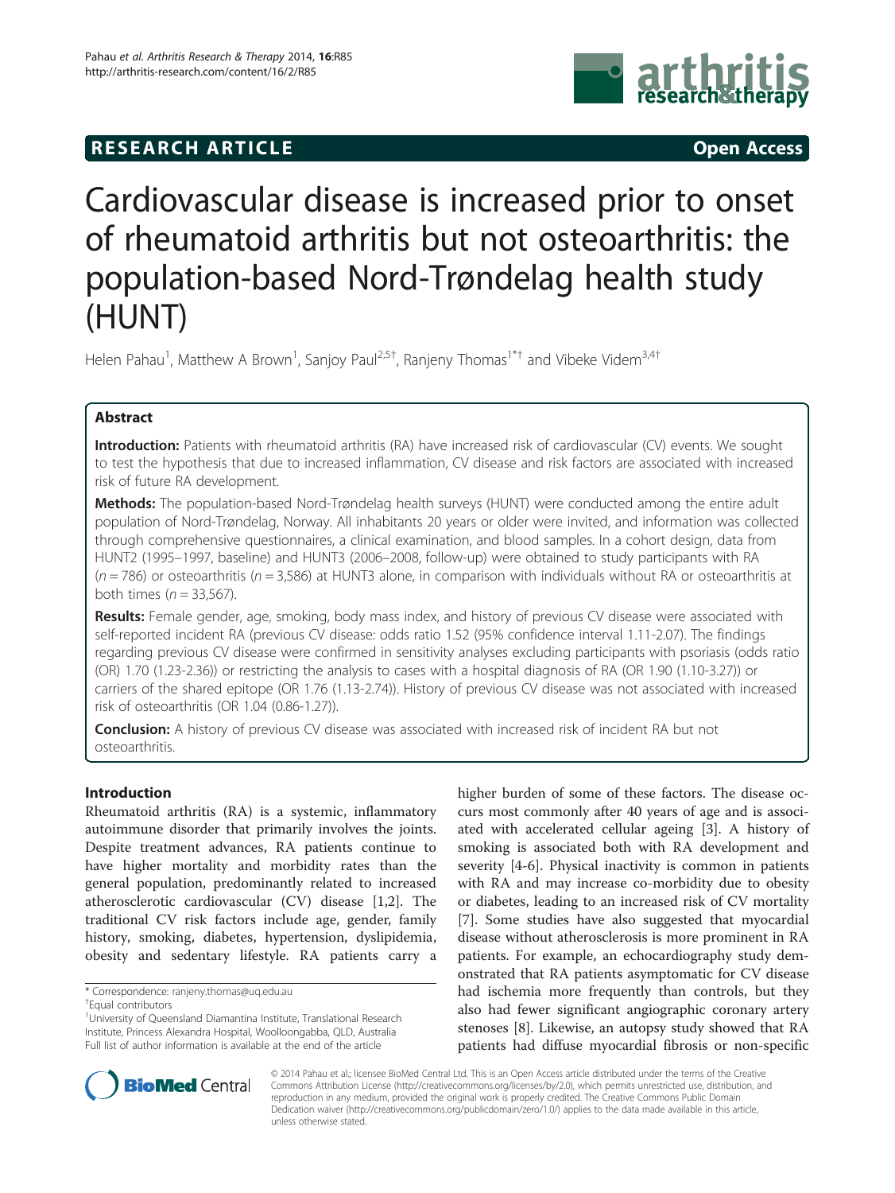RESEARCH ARTICLE Open Access

# Cardiovascular disease is increased prior to onset of rheumatoid arthritis but not osteoarthritis: the population-based Nord-Trøndelag health study (HUNT)

Helen Pahau[1], Matthew A Brown[1], Sanjoy Paul[2,5†], Ranjeny Thomas[1*†] and Vibeke Videm[3,4†]

## Abstract

**Introduction:** Patients with rheumatoid arthritis (RA) have increased risk of cardiovascular (CV) events. We sought to test the hypothesis that due to increased inflammation, CV disease and risk factors are associated with increased risk of future RA development.

**Methods:** The population-based Nord-Trøndelag health surveys (HUNT) were conducted among the entire adult population of Nord-Trøndelag, Norway. All inhabitants 20 years or older were invited, and information was collected through comprehensive questionnaires, a clinical examination, and blood samples. In a cohort design, data from HUNT2 (1995–1997, baseline) and HUNT3 (2006–2008, follow-up) were obtained to study participants with RA ($n = 786$) or osteoarthritis ($n = 3,586$) at HUNT3 alone, in comparison with individuals without RA or osteoarthritis at both times ($n = 33,567$).

**Results:** Female gender, age, smoking, body mass index, and history of previous CV disease were associated with self-reported incident RA (previous CV disease: odds ratio 1.52 (95% confidence interval 1.11-2.07). The findings regarding previous CV disease were confirmed in sensitivity analyses excluding participants with psoriasis (odds ratio (OR) 1.70 (1.23-2.36)) or restricting the analysis to cases with a hospital diagnosis of RA (OR 1.90 (1.10-3.27)) or carriers of the shared epitope (OR 1.76 (1.13-2.74)). History of previous CV disease was not associated with increased risk of osteoarthritis (OR 1.04 (0.86-1.27)).

**Conclusion:** A history of previous CV disease was associated with increased risk of incident RA but not osteoarthritis.

## Introduction

Rheumatoid arthritis (RA) is a systemic, inflammatory autoimmune disorder that primarily involves the joints. Despite treatment advances, RA patients continue to have higher mortality and morbidity rates than the general population, predominantly related to increased atherosclerotic cardiovascular (CV) disease [1,2]. The traditional CV risk factors include age, gender, family history, smoking, diabetes, hypertension, dyslipidemia, obesity and sedentary lifestyle. RA patients carry a higher burden of some of these factors. The disease occurs most commonly after 40 years of age and is associated with accelerated cellular ageing [3]. A history of smoking is associated both with RA development and severity [4-6]. Physical inactivity is common in patients with RA and may increase co-morbidity due to obesity or diabetes, leading to an increased risk of CV mortality [7]. Some studies have also suggested that myocardial disease without atherosclerosis is more prominent in RA patients. For example, an echocardiography study demonstrated that RA patients asymptomatic for CV disease had ischemia more frequently than controls, but they also had fewer significant angiographic coronary artery stenoses [8]. Likewise, an autopsy study showed that RA patients had diffuse myocardial fibrosis or non-specific

\* Correspondence: ranjeny.thomas@uq.edu.au
†Equal contributors
[1]University of Queensland Diamantina Institute, Translational Research Institute, Princess Alexandra Hospital, Woolloongabba, QLD, Australia
Full list of author information is available at the end of the article

© 2014 Pahau et al.; licensee BioMed Central Ltd. This is an Open Access article distributed under the terms of the Creative Commons Attribution License (http://creativecommons.org/licenses/by/2.0), which permits unrestricted use, distribution, and reproduction in any medium, provided the original work is properly credited. The Creative Commons Public Domain Dedication waiver (http://creativecommons.org/publicdomain/zero/1.0/) applies to the data made available in this article, unless otherwise stated.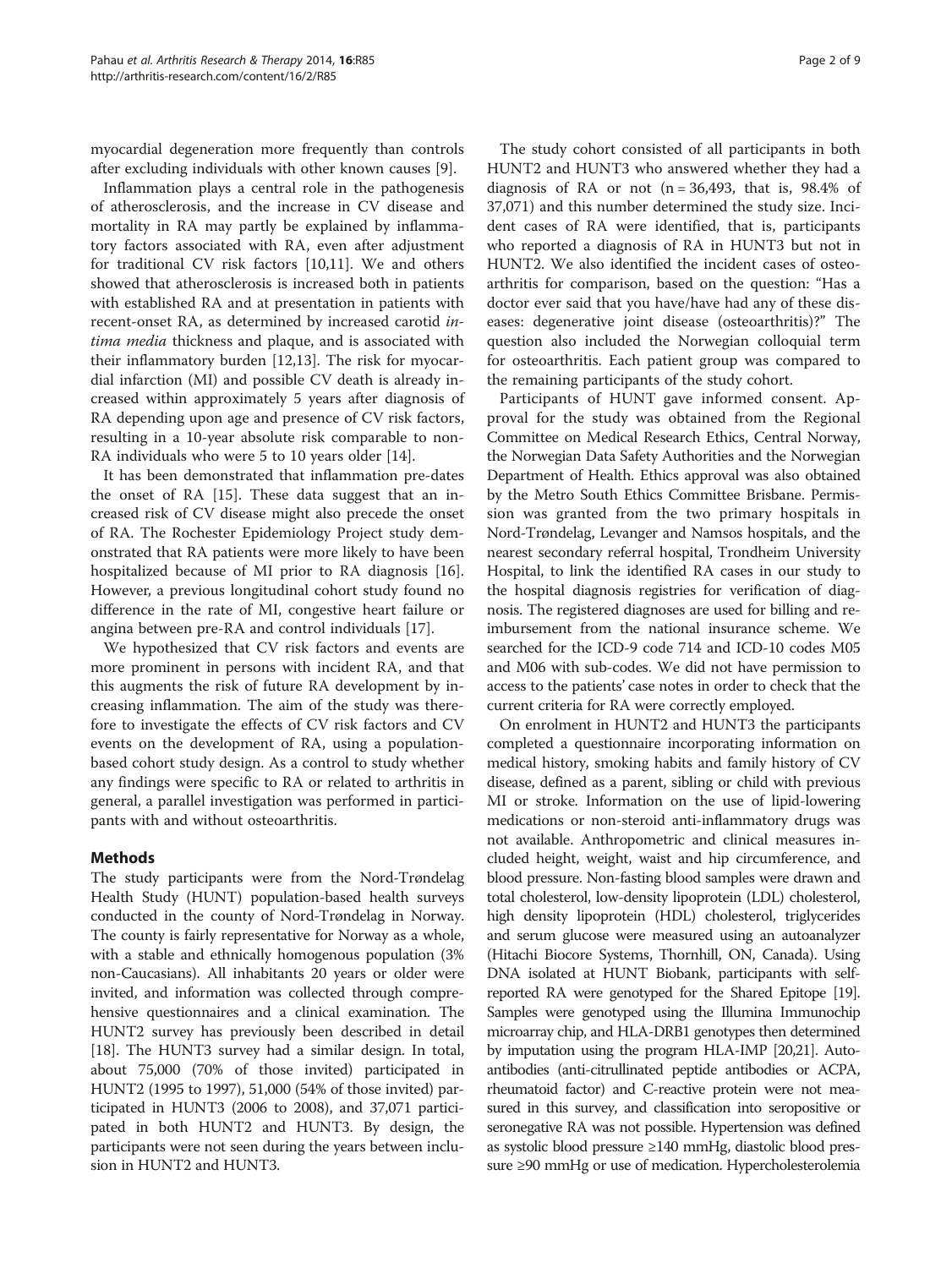myocardial degeneration more frequently than controls after excluding individuals with other known causes [9].

Inflammation plays a central role in the pathogenesis of atherosclerosis, and the increase in CV disease and mortality in RA may partly be explained by inflammatory factors associated with RA, even after adjustment for traditional CV risk factors [10,11]. We and others showed that atherosclerosis is increased both in patients with established RA and at presentation in patients with recent-onset RA, as determined by increased carotid *intima media* thickness and plaque, and is associated with their inflammatory burden [12,13]. The risk for myocardial infarction (MI) and possible CV death is already increased within approximately 5 years after diagnosis of RA depending upon age and presence of CV risk factors, resulting in a 10-year absolute risk comparable to non-RA individuals who were 5 to 10 years older [14].

It has been demonstrated that inflammation pre-dates the onset of RA [15]. These data suggest that an increased risk of CV disease might also precede the onset of RA. The Rochester Epidemiology Project study demonstrated that RA patients were more likely to have been hospitalized because of MI prior to RA diagnosis [16]. However, a previous longitudinal cohort study found no difference in the rate of MI, congestive heart failure or angina between pre-RA and control individuals [17].

We hypothesized that CV risk factors and events are more prominent in persons with incident RA, and that this augments the risk of future RA development by increasing inflammation. The aim of the study was therefore to investigate the effects of CV risk factors and CV events on the development of RA, using a population-based cohort study design. As a control to study whether any findings were specific to RA or related to arthritis in general, a parallel investigation was performed in participants with and without osteoarthritis.

## Methods

The study participants were from the Nord-Trøndelag Health Study (HUNT) population-based health surveys conducted in the county of Nord-Trøndelag in Norway. The county is fairly representative for Norway as a whole, with a stable and ethnically homogenous population (3% non-Caucasians). All inhabitants 20 years or older were invited, and information was collected through comprehensive questionnaires and a clinical examination. The HUNT2 survey has previously been described in detail [18]. The HUNT3 survey had a similar design. In total, about 75,000 (70% of those invited) participated in HUNT2 (1995 to 1997), 51,000 (54% of those invited) participated in HUNT3 (2006 to 2008), and 37,071 participated in both HUNT2 and HUNT3. By design, the participants were not seen during the years between inclusion in HUNT2 and HUNT3.

The study cohort consisted of all participants in both HUNT2 and HUNT3 who answered whether they had a diagnosis of RA or not (n = 36,493, that is, 98.4% of 37,071) and this number determined the study size. Incident cases of RA were identified, that is, participants who reported a diagnosis of RA in HUNT3 but not in HUNT2. We also identified the incident cases of osteoarthritis for comparison, based on the question: "Has a doctor ever said that you have/have had any of these diseases: degenerative joint disease (osteoarthritis)?" The question also included the Norwegian colloquial term for osteoarthritis. Each patient group was compared to the remaining participants of the study cohort.

Participants of HUNT gave informed consent. Approval for the study was obtained from the Regional Committee on Medical Research Ethics, Central Norway, the Norwegian Data Safety Authorities and the Norwegian Department of Health. Ethics approval was also obtained by the Metro South Ethics Committee Brisbane. Permission was granted from the two primary hospitals in Nord-Trøndelag, Levanger and Namsos hospitals, and the nearest secondary referral hospital, Trondheim University Hospital, to link the identified RA cases in our study to the hospital diagnosis registries for verification of diagnosis. The registered diagnoses are used for billing and reimbursement from the national insurance scheme. We searched for the ICD-9 code 714 and ICD-10 codes M05 and M06 with sub-codes. We did not have permission to access to the patients' case notes in order to check that the current criteria for RA were correctly employed.

On enrolment in HUNT2 and HUNT3 the participants completed a questionnaire incorporating information on medical history, smoking habits and family history of CV disease, defined as a parent, sibling or child with previous MI or stroke. Information on the use of lipid-lowering medications or non-steroid anti-inflammatory drugs was not available. Anthropometric and clinical measures included height, weight, waist and hip circumference, and blood pressure. Non-fasting blood samples were drawn and total cholesterol, low-density lipoprotein (LDL) cholesterol, high density lipoprotein (HDL) cholesterol, triglycerides and serum glucose were measured using an autoanalyzer (Hitachi Biocore Systems, Thornhill, ON, Canada). Using DNA isolated at HUNT Biobank, participants with self-reported RA were genotyped for the Shared Epitope [19]. Samples were genotyped using the Illumina Immunochip microarray chip, and HLA-DRB1 genotypes then determined by imputation using the program HLA-IMP [20,21]. Autoantibodies (anti-citrullinated peptide antibodies or ACPA, rheumatoid factor) and C-reactive protein were not measured in this survey, and classification into seropositive or seronegative RA was not possible. Hypertension was defined as systolic blood pressure ≥140 mmHg, diastolic blood pressure ≥90 mmHg or use of medication. Hypercholesterolemia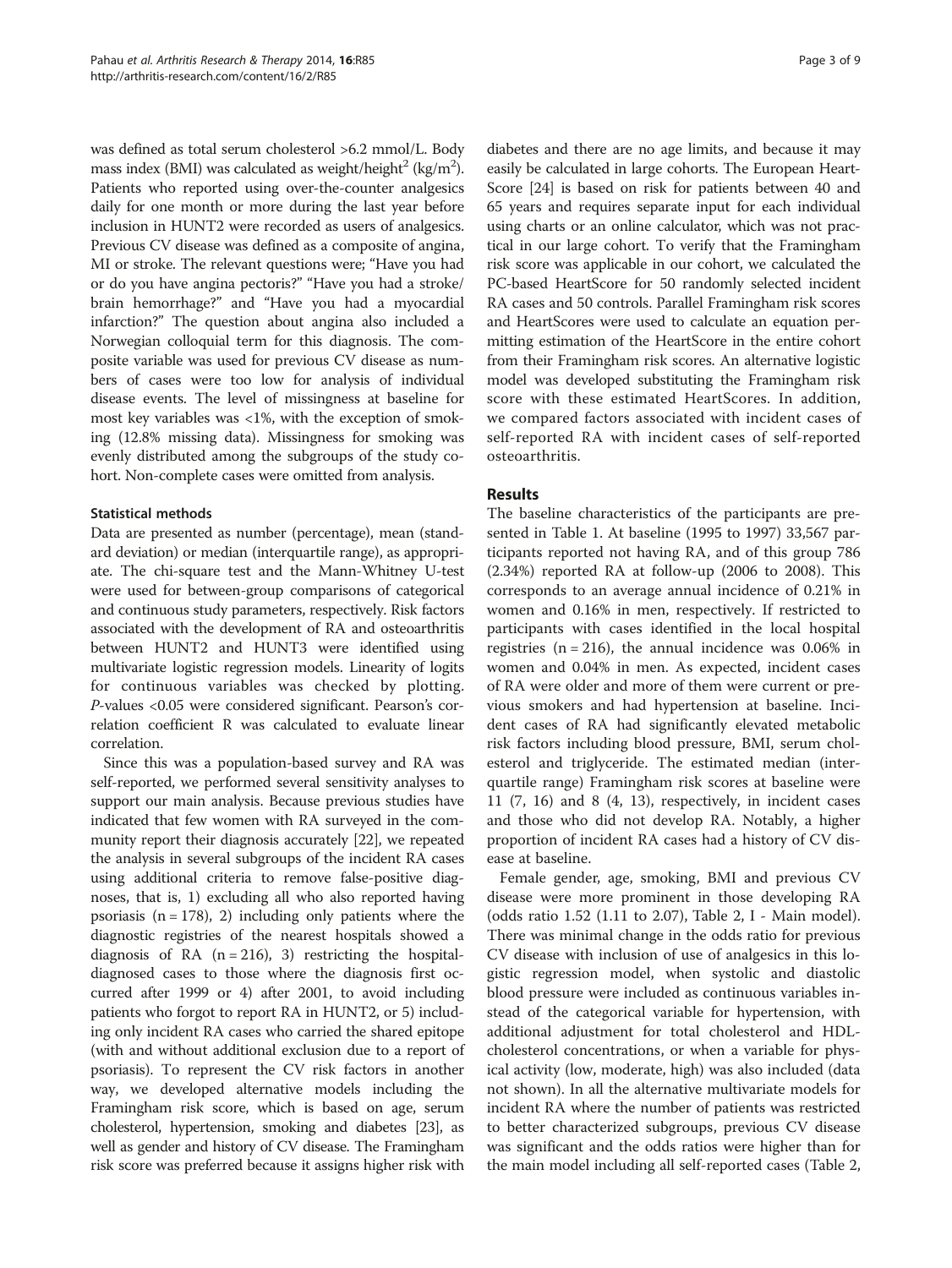was defined as total serum cholesterol >6.2 mmol/L. Body mass index (BMI) was calculated as weight/height$^2$ (kg/m$^2$). Patients who reported using over-the-counter analgesics daily for one month or more during the last year before inclusion in HUNT2 were recorded as users of analgesics. Previous CV disease was defined as a composite of angina, MI or stroke. The relevant questions were; "Have you had or do you have angina pectoris?" "Have you had a stroke/ brain hemorrhage?" and "Have you had a myocardial infarction?" The question about angina also included a Norwegian colloquial term for this diagnosis. The composite variable was used for previous CV disease as numbers of cases were too low for analysis of individual disease events. The level of missingness at baseline for most key variables was <1%, with the exception of smoking (12.8% missing data). Missingness for smoking was evenly distributed among the subgroups of the study cohort. Non-complete cases were omitted from analysis.

### Statistical methods

Data are presented as number (percentage), mean (standard deviation) or median (interquartile range), as appropriate. The chi-square test and the Mann-Whitney U-test were used for between-group comparisons of categorical and continuous study parameters, respectively. Risk factors associated with the development of RA and osteoarthritis between HUNT2 and HUNT3 were identified using multivariate logistic regression models. Linearity of logits for continuous variables was checked by plotting. *P*-values <0.05 were considered significant. Pearson's correlation coefficient R was calculated to evaluate linear correlation.

Since this was a population-based survey and RA was self-reported, we performed several sensitivity analyses to support our main analysis. Because previous studies have indicated that few women with RA surveyed in the community report their diagnosis accurately [22], we repeated the analysis in several subgroups of the incident RA cases using additional criteria to remove false-positive diagnoses, that is, 1) excluding all who also reported having psoriasis (n = 178), 2) including only patients where the diagnostic registries of the nearest hospitals showed a diagnosis of RA (n = 216), 3) restricting the hospital-diagnosed cases to those where the diagnosis first occurred after 1999 or 4) after 2001, to avoid including patients who forgot to report RA in HUNT2, or 5) including only incident RA cases who carried the shared epitope (with and without additional exclusion due to a report of psoriasis). To represent the CV risk factors in another way, we developed alternative models including the Framingham risk score, which is based on age, serum cholesterol, hypertension, smoking and diabetes [23], as well as gender and history of CV disease. The Framingham risk score was preferred because it assigns higher risk with diabetes and there are no age limits, and because it may easily be calculated in large cohorts. The European HeartScore [24] is based on risk for patients between 40 and 65 years and requires separate input for each individual using charts or an online calculator, which was not practical in our large cohort. To verify that the Framingham risk score was applicable in our cohort, we calculated the PC-based HeartScore for 50 randomly selected incident RA cases and 50 controls. Parallel Framingham risk scores and HeartScores were used to calculate an equation permitting estimation of the HeartScore in the entire cohort from their Framingham risk scores. An alternative logistic model was developed substituting the Framingham risk score with these estimated HeartScores. In addition, we compared factors associated with incident cases of self-reported RA with incident cases of self-reported osteoarthritis.

## Results

The baseline characteristics of the participants are presented in Table 1. At baseline (1995 to 1997) 33,567 participants reported not having RA, and of this group 786 (2.34%) reported RA at follow-up (2006 to 2008). This corresponds to an average annual incidence of 0.21% in women and 0.16% in men, respectively. If restricted to participants with cases identified in the local hospital registries (n = 216), the annual incidence was 0.06% in women and 0.04% in men. As expected, incident cases of RA were older and more of them were current or previous smokers and had hypertension at baseline. Incident cases of RA had significantly elevated metabolic risk factors including blood pressure, BMI, serum cholesterol and triglyceride. The estimated median (interquartile range) Framingham risk scores at baseline were 11 (7, 16) and 8 (4, 13), respectively, in incident cases and those who did not develop RA. Notably, a higher proportion of incident RA cases had a history of CV disease at baseline.

Female gender, age, smoking, BMI and previous CV disease were more prominent in those developing RA (odds ratio 1.52 (1.11 to 2.07), Table 2, I - Main model). There was minimal change in the odds ratio for previous CV disease with inclusion of use of analgesics in this logistic regression model, when systolic and diastolic blood pressure were included as continuous variables instead of the categorical variable for hypertension, with additional adjustment for total cholesterol and HDL-cholesterol concentrations, or when a variable for physical activity (low, moderate, high) was also included (data not shown). In all the alternative multivariate models for incident RA where the number of patients was restricted to better characterized subgroups, previous CV disease was significant and the odds ratios were higher than for the main model including all self-reported cases (Table 2,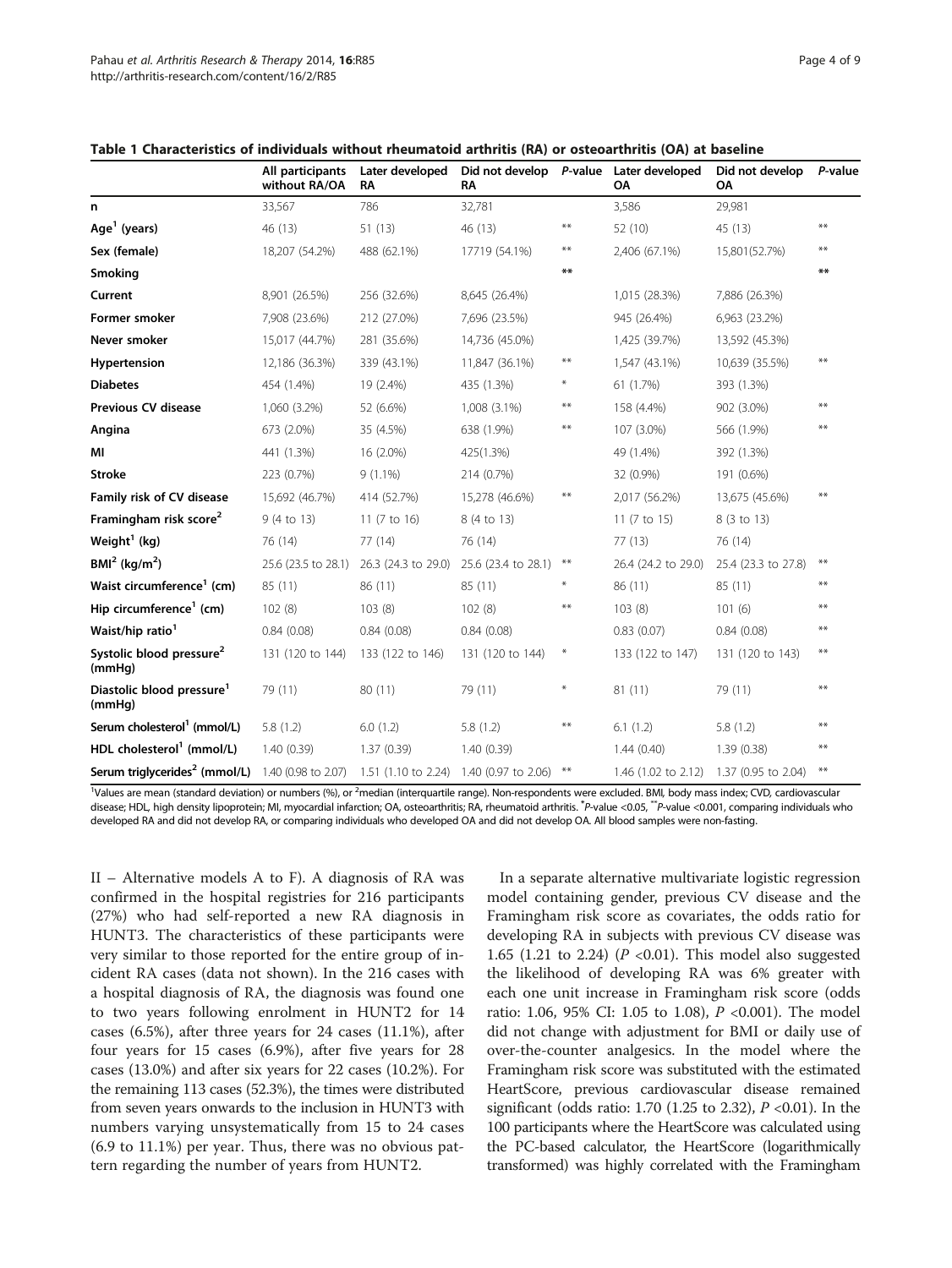**Table 1 Characteristics of individuals without rheumatoid arthritis (RA) or osteoarthritis (OA) at baseline**

| | All participants without RA/OA | Later developed RA | Did not develop RA | *P*-value | Later developed OA | Did not develop OA | *P*-value |
|---|---|---|---|---|---|---|---|
| **n** | 33,567 | 786 | 32,781 | | 3,586 | 29,981 | |
| **Age[1] (years)** | 46 (13) | 51 (13) | 46 (13) | ** | 52 (10) | 45 (13) | ** |
| **Sex (female)** | 18,207 (54.2%) | 488 (62.1%) | 17719 (54.1%) | ** | 2,406 (67.1%) | 15,801(52.7%) | ** |
| **Smoking** | | | | ** | | | ** |
| **Current** | 8,901 (26.5%) | 256 (32.6%) | 8,645 (26.4%) | | 1,015 (28.3%) | 7,886 (26.3%) | |
| **Former smoker** | 7,908 (23.6%) | 212 (27.0%) | 7,696 (23.5%) | | 945 (26.4%) | 6,963 (23.2%) | |
| **Never smoker** | 15,017 (44.7%) | 281 (35.6%) | 14,736 (45.0%) | | 1,425 (39.7%) | 13,592 (45.3%) | |
| **Hypertension** | 12,186 (36.3%) | 339 (43.1%) | 11,847 (36.1%) | ** | 1,547 (43.1%) | 10,639 (35.5%) | ** |
| **Diabetes** | 454 (1.4%) | 19 (2.4%) | 435 (1.3%) | * | 61 (1.7%) | 393 (1.3%) | |
| **Previous CV disease** | 1,060 (3.2%) | 52 (6.6%) | 1,008 (3.1%) | ** | 158 (4.4%) | 902 (3.0%) | ** |
| **Angina** | 673 (2.0%) | 35 (4.5%) | 638 (1.9%) | ** | 107 (3.0%) | 566 (1.9%) | ** |
| **MI** | 441 (1.3%) | 16 (2.0%) | 425(1.3%) | | 49 (1.4%) | 392 (1.3%) | |
| **Stroke** | 223 (0.7%) | 9 (1.1%) | 214 (0.7%) | | 32 (0.9%) | 191 (0.6%) | |
| **Family risk of CV disease** | 15,692 (46.7%) | 414 (52.7%) | 15,278 (46.6%) | ** | 2,017 (56.2%) | 13,675 (45.6%) | ** |
| **Framingham risk score[2]** | 9 (4 to 13) | 11 (7 to 16) | 8 (4 to 13) | | 11 (7 to 15) | 8 (3 to 13) | |
| **Weight[1] (kg)** | 76 (14) | 77 (14) | 76 (14) | | 77 (13) | 76 (14) | |
| **BMI[2] ($kg/m^2$)** | 25.6 (23.5 to 28.1) | 26.3 (24.3 to 29.0) | 25.6 (23.4 to 28.1) | ** | 26.4 (24.2 to 29.0) | 25.4 (23.3 to 27.8) | ** |
| **Waist circumference[1] (cm)** | 85 (11) | 86 (11) | 85 (11) | * | 86 (11) | 85 (11) | ** |
| **Hip circumference[1] (cm)** | 102 (8) | 103 (8) | 102 (8) | ** | 103 (8) | 101 (6) | ** |
| **Waist/hip ratio[1]** | 0.84 (0.08) | 0.84 (0.08) | 0.84 (0.08) | | 0.83 (0.07) | 0.84 (0.08) | ** |
| **Systolic blood pressure[2] (mmHg)** | 131 (120 to 144) | 133 (122 to 146) | 131 (120 to 144) | * | 133 (122 to 147) | 131 (120 to 143) | ** |
| **Diastolic blood pressure[1] (mmHg)** | 79 (11) | 80 (11) | 79 (11) | * | 81 (11) | 79 (11) | ** |
| **Serum cholesterol[1] (mmol/L)** | 5.8 (1.2) | 6.0 (1.2) | 5.8 (1.2) | ** | 6.1 (1.2) | 5.8 (1.2) | ** |
| **HDL cholesterol[1] (mmol/L)** | 1.40 (0.39) | 1.37 (0.39) | 1.40 (0.39) | | 1.44 (0.40) | 1.39 (0.38) | ** |
| **Serum triglycerides[2] (mmol/L)** | 1.40 (0.98 to 2.07) | 1.51 (1.10 to 2.24) | 1.40 (0.97 to 2.06) | ** | 1.46 (1.02 to 2.12) | 1.37 (0.95 to 2.04) | ** |

[1]Values are mean (standard deviation) or numbers (%), or [2]median (interquartile range). Non-respondents were excluded. BMI, body mass index; CVD, cardiovascular disease; HDL, high density lipoprotein; MI, myocardial infarction; OA, osteoarthritis; RA, rheumatoid arthritis. *$P$-value <0.05, **$P$-value <0.001, comparing individuals who developed RA and did not develop RA, or comparing individuals who developed OA and did not develop OA. All blood samples were non-fasting.

II – Alternative models A to F). A diagnosis of RA was confirmed in the hospital registries for 216 participants (27%) who had self-reported a new RA diagnosis in HUNT3. The characteristics of these participants were very similar to those reported for the entire group of incident RA cases (data not shown). In the 216 cases with a hospital diagnosis of RA, the diagnosis was found one to two years following enrolment in HUNT2 for 14 cases (6.5%), after three years for 24 cases (11.1%), after four years for 15 cases (6.9%), after five years for 28 cases (13.0%) and after six years for 22 cases (10.2%). For the remaining 113 cases (52.3%), the times were distributed from seven years onwards to the inclusion in HUNT3 with numbers varying unsystematically from 15 to 24 cases (6.9 to 11.1%) per year. Thus, there was no obvious pattern regarding the number of years from HUNT2.

In a separate alternative multivariate logistic regression model containing gender, previous CV disease and the Framingham risk score as covariates, the odds ratio for developing RA in subjects with previous CV disease was 1.65 (1.21 to 2.24) ($P$ <0.01). This model also suggested the likelihood of developing RA was 6% greater with each one unit increase in Framingham risk score (odds ratio: 1.06, 95% CI: 1.05 to 1.08), $P$ <0.001). The model did not change with adjustment for BMI or daily use of over-the-counter analgesics. In the model where the Framingham risk score was substituted with the estimated HeartScore, previous cardiovascular disease remained significant (odds ratio: 1.70 (1.25 to 2.32), $P$ <0.01). In the 100 participants where the HeartScore was calculated using the PC-based calculator, the HeartScore (logarithmically transformed) was highly correlated with the Framingham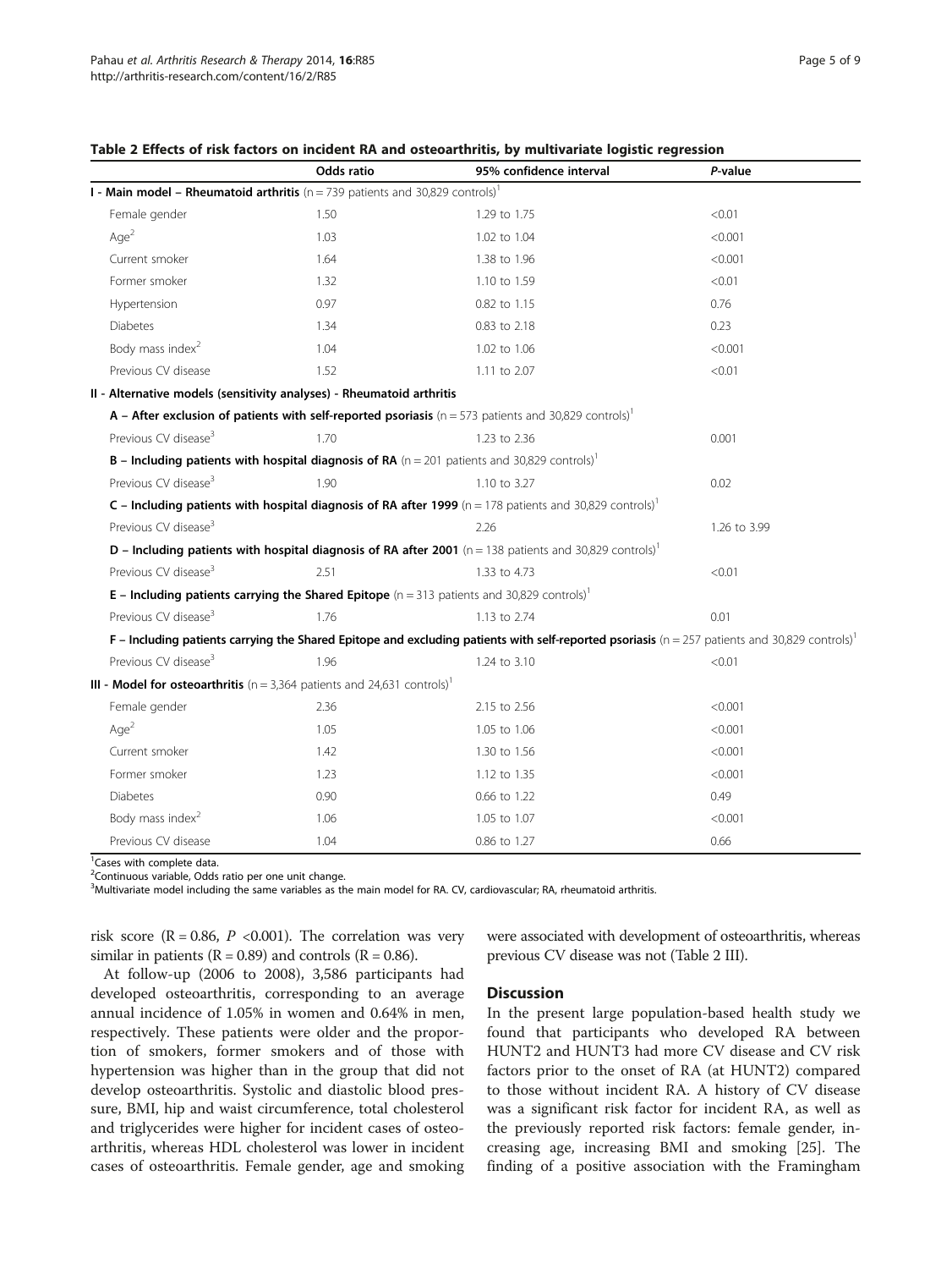**Table 2 Effects of risk factors on incident RA and osteoarthritis, by multivariate logistic regression**

| | Odds ratio | 95% confidence interval | *P*-value |
|---|---|---|---|
| **I - Main model – Rheumatoid arthritis** (n = 739 patients and 30,829 controls)[1] | | | |
| Female gender | 1.50 | 1.29 to 1.75 | <0.01 |
| Age[2] | 1.03 | 1.02 to 1.04 | <0.001 |
| Current smoker | 1.64 | 1.38 to 1.96 | <0.001 |
| Former smoker | 1.32 | 1.10 to 1.59 | <0.01 |
| Hypertension | 0.97 | 0.82 to 1.15 | 0.76 |
| Diabetes | 1.34 | 0.83 to 2.18 | 0.23 |
| Body mass index[2] | 1.04 | 1.02 to 1.06 | <0.001 |
| Previous CV disease | 1.52 | 1.11 to 2.07 | <0.01 |
| **II - Alternative models (sensitivity analyses) - Rheumatoid arthritis** | | | |
| **A – After exclusion of patients with self-reported psoriasis** (n = 573 patients and 30,829 controls)[1] | | | |
| Previous CV disease[3] | 1.70 | 1.23 to 2.36 | 0.001 |
| **B – Including patients with hospital diagnosis of RA** (n = 201 patients and 30,829 controls)[1] | | | |
| Previous CV disease[3] | 1.90 | 1.10 to 3.27 | 0.02 |
| **C – Including patients with hospital diagnosis of RA after 1999** (n = 178 patients and 30,829 controls)[1] | | | |
| Previous CV disease[3] | 2.26 | | 1.26 to 3.99 |
| **D – Including patients with hospital diagnosis of RA after 2001** (n = 138 patients and 30,829 controls)[1] | | | |
| Previous CV disease[3] | 2.51 | 1.33 to 4.73 | <0.01 |
| **E – Including patients carrying the Shared Epitope** (n = 313 patients and 30,829 controls)[1] | | | |
| Previous CV disease[3] | 1.76 | 1.13 to 2.74 | 0.01 |
| **F – Including patients carrying the Shared Epitope and excluding patients with self-reported psoriasis** (n = 257 patients and 30,829 controls)[1] | | | |
| Previous CV disease[3] | 1.96 | 1.24 to 3.10 | <0.01 |
| **III - Model for osteoarthritis** (n = 3,364 patients and 24,631 controls)[1] | | | |
| Female gender | 2.36 | 2.15 to 2.56 | <0.001 |
| Age[2] | 1.05 | 1.05 to 1.06 | <0.001 |
| Current smoker | 1.42 | 1.30 to 1.56 | <0.001 |
| Former smoker | 1.23 | 1.12 to 1.35 | <0.001 |
| Diabetes | 0.90 | 0.66 to 1.22 | 0.49 |
| Body mass index[2] | 1.06 | 1.05 to 1.07 | <0.001 |
| Previous CV disease | 1.04 | 0.86 to 1.27 | 0.66 |

[1]Cases with complete data.
[2]Continuous variable, Odds ratio per one unit change.
[3]Multivariate model including the same variables as the main model for RA. CV, cardiovascular; RA, rheumatoid arthritis.

risk score ($R = 0.86$, $P < 0.001$). The correlation was very similar in patients ($R = 0.89$) and controls ($R = 0.86$).

At follow-up (2006 to 2008), 3,586 participants had developed osteoarthritis, corresponding to an average annual incidence of 1.05% in women and 0.64% in men, respectively. These patients were older and the proportion of smokers, former smokers and of those with hypertension was higher than in the group that did not develop osteoarthritis. Systolic and diastolic blood pressure, BMI, hip and waist circumference, total cholesterol and triglycerides were higher for incident cases of osteoarthritis, whereas HDL cholesterol was lower in incident cases of osteoarthritis. Female gender, age and smoking were associated with development of osteoarthritis, whereas previous CV disease was not (Table 2 III).

## Discussion

In the present large population-based health study we found that participants who developed RA between HUNT2 and HUNT3 had more CV disease and CV risk factors prior to the onset of RA (at HUNT2) compared to those without incident RA. A history of CV disease was a significant risk factor for incident RA, as well as the previously reported risk factors: female gender, increasing age, increasing BMI and smoking [25]. The finding of a positive association with the Framingham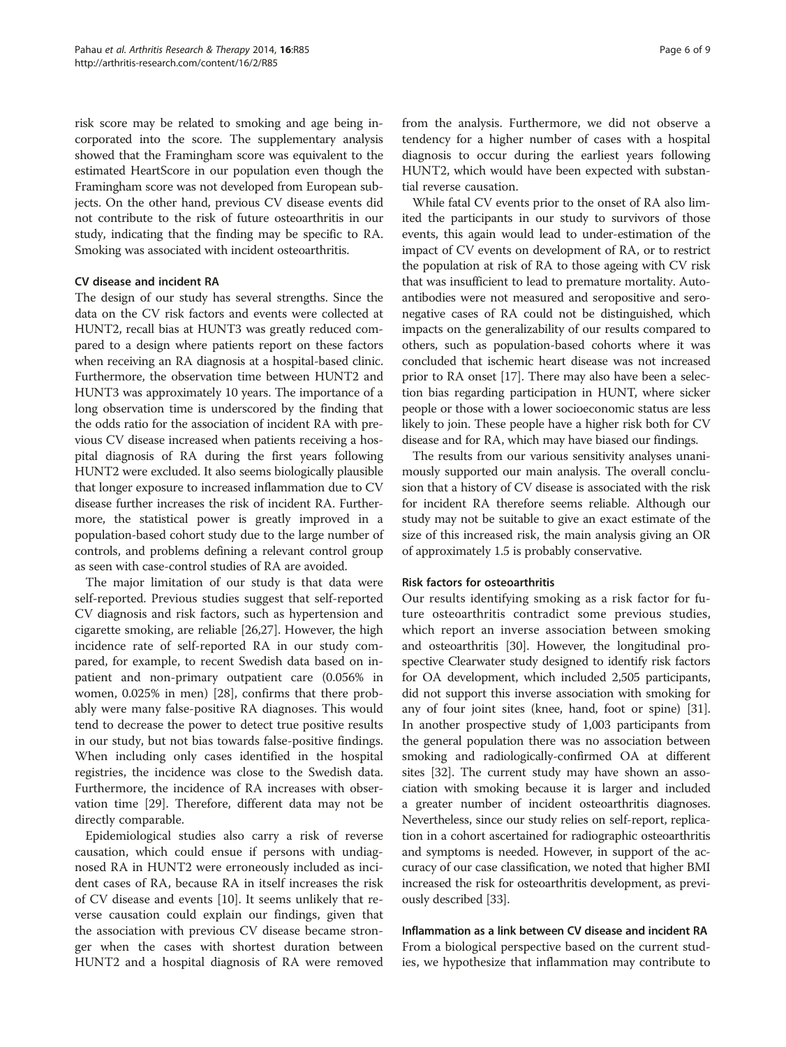risk score may be related to smoking and age being incorporated into the score. The supplementary analysis showed that the Framingham score was equivalent to the estimated HeartScore in our population even though the Framingham score was not developed from European subjects. On the other hand, previous CV disease events did not contribute to the risk of future osteoarthritis in our study, indicating that the finding may be specific to RA. Smoking was associated with incident osteoarthritis.

### CV disease and incident RA

The design of our study has several strengths. Since the data on the CV risk factors and events were collected at HUNT2, recall bias at HUNT3 was greatly reduced compared to a design where patients report on these factors when receiving an RA diagnosis at a hospital-based clinic. Furthermore, the observation time between HUNT2 and HUNT3 was approximately 10 years. The importance of a long observation time is underscored by the finding that the odds ratio for the association of incident RA with previous CV disease increased when patients receiving a hospital diagnosis of RA during the first years following HUNT2 were excluded. It also seems biologically plausible that longer exposure to increased inflammation due to CV disease further increases the risk of incident RA. Furthermore, the statistical power is greatly improved in a population-based cohort study due to the large number of controls, and problems defining a relevant control group as seen with case-control studies of RA are avoided.

The major limitation of our study is that data were self-reported. Previous studies suggest that self-reported CV diagnosis and risk factors, such as hypertension and cigarette smoking, are reliable [26,27]. However, the high incidence rate of self-reported RA in our study compared, for example, to recent Swedish data based on inpatient and non-primary outpatient care (0.056% in women, 0.025% in men) [28], confirms that there probably were many false-positive RA diagnoses. This would tend to decrease the power to detect true positive results in our study, but not bias towards false-positive findings. When including only cases identified in the hospital registries, the incidence was close to the Swedish data. Furthermore, the incidence of RA increases with observation time [29]. Therefore, different data may not be directly comparable.

Epidemiological studies also carry a risk of reverse causation, which could ensue if persons with undiagnosed RA in HUNT2 were erroneously included as incident cases of RA, because RA in itself increases the risk of CV disease and events [10]. It seems unlikely that reverse causation could explain our findings, given that the association with previous CV disease became stronger when the cases with shortest duration between HUNT2 and a hospital diagnosis of RA were removed from the analysis. Furthermore, we did not observe a tendency for a higher number of cases with a hospital diagnosis to occur during the earliest years following HUNT2, which would have been expected with substantial reverse causation.

While fatal CV events prior to the onset of RA also limited the participants in our study to survivors of those events, this again would lead to under-estimation of the impact of CV events on development of RA, or to restrict the population at risk of RA to those ageing with CV risk that was insufficient to lead to premature mortality. Autoantibodies were not measured and seropositive and seronegative cases of RA could not be distinguished, which impacts on the generalizability of our results compared to others, such as population-based cohorts where it was concluded that ischemic heart disease was not increased prior to RA onset [17]. There may also have been a selection bias regarding participation in HUNT, where sicker people or those with a lower socioeconomic status are less likely to join. These people have a higher risk both for CV disease and for RA, which may have biased our findings.

The results from our various sensitivity analyses unanimously supported our main analysis. The overall conclusion that a history of CV disease is associated with the risk for incident RA therefore seems reliable. Although our study may not be suitable to give an exact estimate of the size of this increased risk, the main analysis giving an OR of approximately 1.5 is probably conservative.

### Risk factors for osteoarthritis

Our results identifying smoking as a risk factor for future osteoarthritis contradict some previous studies, which report an inverse association between smoking and osteoarthritis [30]. However, the longitudinal prospective Clearwater study designed to identify risk factors for OA development, which included 2,505 participants, did not support this inverse association with smoking for any of four joint sites (knee, hand, foot or spine) [31]. In another prospective study of 1,003 participants from the general population there was no association between smoking and radiologically-confirmed OA at different sites [32]. The current study may have shown an association with smoking because it is larger and included a greater number of incident osteoarthritis diagnoses. Nevertheless, since our study relies on self-report, replication in a cohort ascertained for radiographic osteoarthritis and symptoms is needed. However, in support of the accuracy of our case classification, we noted that higher BMI increased the risk for osteoarthritis development, as previously described [33].

### Inflammation as a link between CV disease and incident RA

From a biological perspective based on the current studies, we hypothesize that inflammation may contribute to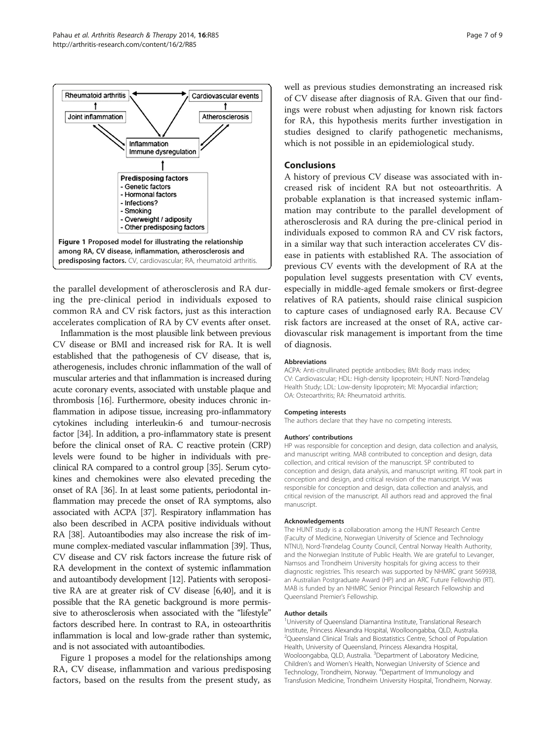Rheumatoid arthritis

Cardiovascular events

Joint inflammation

Atherosclerosis

Inflammation
Immune dysregulation

**Predisposing factors**
- Genetic factors
- Hormonal factors
- Infections?
- Smoking
- Overweight / adiposity
- Other predisposing factors

**Figure 1 Proposed model for illustrating the relationship among RA, CV disease, inflammation, atherosclerosis and predisposing factors.** CV, cardiovascular; RA, rheumatoid arthritis.

the parallel development of atherosclerosis and RA during the pre-clinical period in individuals exposed to common RA and CV risk factors, just as this interaction accelerates complication of RA by CV events after onset.

Inflammation is the most plausible link between previous CV disease or BMI and increased risk for RA. It is well established that the pathogenesis of CV disease, that is, atherogenesis, includes chronic inflammation of the wall of muscular arteries and that inflammation is increased during acute coronary events, associated with unstable plaque and thrombosis [16]. Furthermore, obesity induces chronic inflammation in adipose tissue, increasing pro-inflammatory cytokines including interleukin-6 and tumour-necrosis factor [34]. In addition, a pro-inflammatory state is present before the clinical onset of RA. C reactive protein (CRP) levels were found to be higher in individuals with pre-clinical RA compared to a control group [35]. Serum cytokines and chemokines were also elevated preceding the onset of RA [36]. In at least some patients, periodontal inflammation may precede the onset of RA symptoms, also associated with ACPA [37]. Respiratory inflammation has also been described in ACPA positive individuals without RA [38]. Autoantibodies may also increase the risk of immune complex-mediated vascular inflammation [39]. Thus, CV disease and CV risk factors increase the future risk of RA development in the context of systemic inflammation and autoantibody development [12]. Patients with seropositive RA are at greater risk of CV disease [6,40], and it is possible that the RA genetic background is more permissive to atherosclerosis when associated with the "lifestyle" factors described here. In contrast to RA, in osteoarthritis inflammation is local and low-grade rather than systemic, and is not associated with autoantibodies.

Figure 1 proposes a model for the relationships among RA, CV disease, inflammation and various predisposing factors, based on the results from the present study, as well as previous studies demonstrating an increased risk of CV disease after diagnosis of RA. Given that our findings were robust when adjusting for known risk factors for RA, this hypothesis merits further investigation in studies designed to clarify pathogenetic mechanisms, which is not possible in an epidemiological study.

## Conclusions

A history of previous CV disease was associated with increased risk of incident RA but not osteoarthritis. A probable explanation is that increased systemic inflammation may contribute to the parallel development of atherosclerosis and RA during the pre-clinical period in individuals exposed to common RA and CV risk factors, in a similar way that such interaction accelerates CV disease in patients with established RA. The association of previous CV events with the development of RA at the population level suggests presentation with CV events, especially in middle-aged female smokers or first-degree relatives of RA patients, should raise clinical suspicion to capture cases of undiagnosed early RA. Because CV risk factors are increased at the onset of RA, active cardiovascular risk management is important from the time of diagnosis.

#### Abbreviations

ACPA: Anti-citrullinated peptide antibodies; BMI: Body mass index; CV: Cardiovascular; HDL: High-density lipoprotein; HUNT: Nord-Trøndelag Health Study; LDL: Low-density lipoprotein; MI: Myocardial infarction; OA: Osteoarthritis; RA: Rheumatoid arthritis.

#### Competing interests

The authors declare that they have no competing interests.

#### Authors' contributions

HP was responsible for conception and design, data collection and analysis, and manuscript writing. MAB contributed to conception and design, data collection, and critical revision of the manuscript. SP contributed to conception and design, data analysis, and manuscript writing. RT took part in conception and design, and critical revision of the manuscript. VV was responsible for conception and design, data collection and analysis, and critical revision of the manuscript. All authors read and approved the final manuscript.

#### Acknowledgements

The HUNT study is a collaboration among the HUNT Research Centre (Faculty of Medicine, Norwegian University of Science and Technology NTNU), Nord-Trøndelag County Council, Central Norway Health Authority, and the Norwegian Institute of Public Health. We are grateful to Levanger, Namsos and Trondheim University hospitals for giving access to their diagnostic registries. This research was supported by NHMRC grant 569938, an Australian Postgraduate Award (HP) and an ARC Future Fellowship (RT). MAB is funded by an NHMRC Senior Principal Research Fellowship and Queensland Premier's Fellowship.

#### Author details

[1]University of Queensland Diamantina Institute, Translational Research Institute, Princess Alexandra Hospital, Woolloongabba, QLD, Australia. [2]Queensland Clinical Trials and Biostatistics Centre, School of Population Health, University of Queensland, Princess Alexandra Hospital, Wooloongabba, QLD, Australia. [3]Department of Laboratory Medicine, Children's and Women's Health, Norwegian University of Science and Technology, Trondheim, Norway. [4]Department of Immunology and Transfusion Medicine, Trondheim University Hospital, Trondheim, Norway.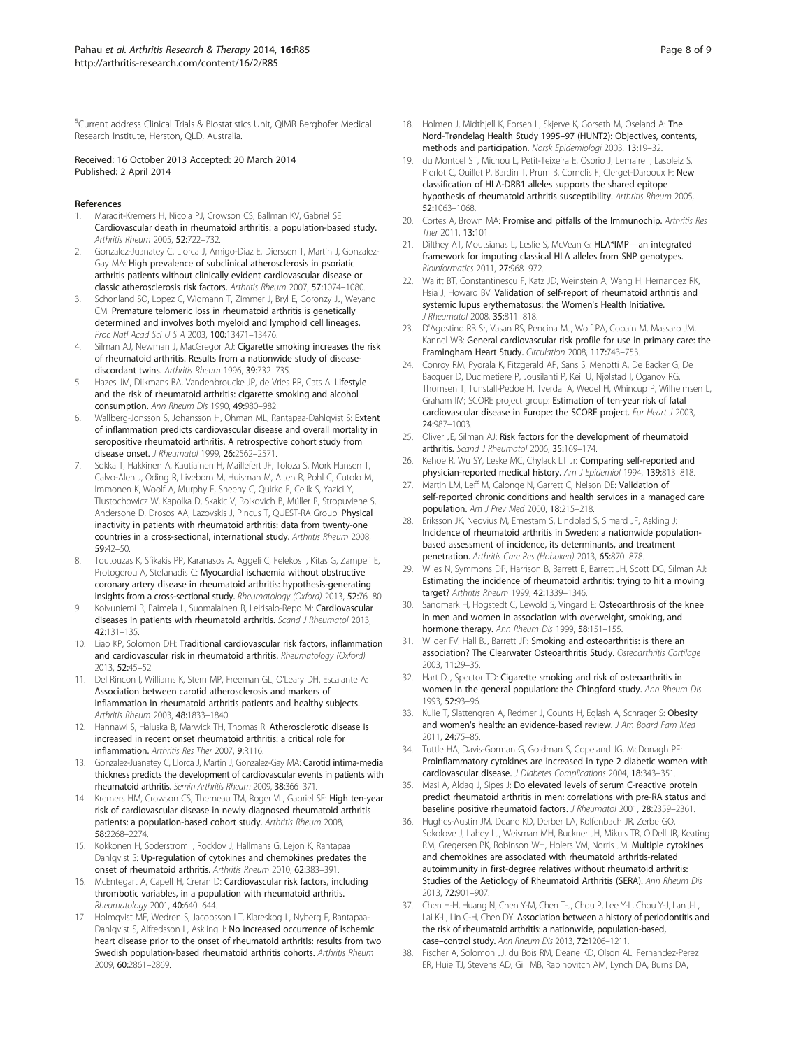[5]Current address Clinical Trials & Biostatistics Unit, QIMR Berghofer Medical Research Institute, Herston, QLD, Australia.

Received: 16 October 2013 Accepted: 20 March 2014
Published: 2 April 2014

## References

1. Maradit-Kremers H, Nicola PJ, Crowson CS, Ballman KV, Gabriel SE: **Cardiovascular death in rheumatoid arthritis: a population-based study.** *Arthritis Rheum* 2005, **52:**722–732.
2. Gonzalez-Juanatey C, Llorca J, Amigo-Diaz E, Dierssen T, Martin J, Gonzalez-Gay MA: **High prevalence of subclinical atherosclerosis in psoriatic arthritis patients without clinically evident cardiovascular disease or classic atherosclerosis risk factors.** *Arthritis Rheum* 2007, **57:**1074–1080.
3. Schonland SO, Lopez C, Widmann T, Zimmer J, Bryl E, Goronzy JJ, Weyand CM: **Premature telomeric loss in rheumatoid arthritis is genetically determined and involves both myeloid and lymphoid cell lineages.** *Proc Natl Acad Sci U S A* 2003, **100:**13471–13476.
4. Silman AJ, Newman J, MacGregor AJ: **Cigarette smoking increases the risk of rheumatoid arthritis. Results from a nationwide study of disease-discordant twins.** *Arthritis Rheum* 1996, **39:**732–735.
5. Hazes JM, Dijkmans BA, Vandenbroucke JP, de Vries RR, Cats A: **Lifestyle and the risk of rheumatoid arthritis: cigarette smoking and alcohol consumption.** *Ann Rheum Dis* 1990, **49:**980–982.
6. Wallberg-Jonsson S, Johansson H, Ohman ML, Rantapaa-Dahlqvist S: **Extent of inflammation predicts cardiovascular disease and overall mortality in seropositive rheumatoid arthritis. A retrospective cohort study from disease onset.** *J Rheumatol* 1999, **26:**2562–2571.
7. Sokka T, Hakkinen A, Kautiainen H, Maillefert JF, Toloza S, Mork Hansen T, Calvo-Alen J, Oding R, Liveborn M, Huisman M, Alten R, Pohl C, Cutolo M, Immonen K, Woolf A, Murphy E, Sheehy C, Quirke E, Celik S, Yazici Y, Tlustochowicz W, Kapolka D, Skakic V, Rojkovich B, Müller R, Stropuviene S, Andersone D, Drosos AA, Lazovskis J, Pincus T, QUEST-RA Group: **Physical inactivity in patients with rheumatoid arthritis: data from twenty-one countries in a cross-sectional, international study.** *Arthritis Rheum* 2008, **59:**42–50.
8. Toutouzas K, Sfikakis PP, Karanasos A, Aggeli C, Felekos I, Kitas G, Zampeli E, Protogerou A, Stefanadis C: **Myocardial ischaemia without obstructive coronary artery disease in rheumatoid arthritis: hypothesis-generating insights from a cross-sectional study.** *Rheumatology (Oxford)* 2013, **52:**76–80.
9. Koivuniemi R, Paimela L, Suomalainen R, Leirisalo-Repo M: **Cardiovascular diseases in patients with rheumatoid arthritis.** *Scand J Rheumatol* 2013, **42:**131–135.
10. Liao KP, Solomon DH: **Traditional cardiovascular risk factors, inflammation and cardiovascular risk in rheumatoid arthritis.** *Rheumatology (Oxford)* 2013, **52:**45–52.
11. Del Rincon I, Williams K, Stern MP, Freeman GL, O'Leary DH, Escalante A: **Association between carotid atherosclerosis and markers of inflammation in rheumatoid arthritis patients and healthy subjects.** *Arthritis Rheum* 2003, **48:**1833–1840.
12. Hannawi S, Haluska B, Marwick TH, Thomas R: **Atherosclerotic disease is increased in recent onset rheumatoid arthritis: a critical role for inflammation.** *Arthritis Res Ther* 2007, **9:**R116.
13. Gonzalez-Juanatey C, Llorca J, Martin J, Gonzalez-Gay MA: **Carotid intima-media thickness predicts the development of cardiovascular events in patients with rheumatoid arthritis.** *Semin Arthritis Rheum* 2009, **38:**366–371.
14. Kremers HM, Crowson CS, Therneau TM, Roger VL, Gabriel SE: **High ten-year risk of cardiovascular disease in newly diagnosed rheumatoid arthritis patients: a population-based cohort study.** *Arthritis Rheum* 2008, **58:**2268–2274.
15. Kokkonen H, Soderstrom I, Rocklov J, Hallmans G, Lejon K, Rantapaa Dahlqvist S: **Up-regulation of cytokines and chemokines predates the onset of rheumatoid arthritis.** *Arthritis Rheum* 2010, **62:**383–391.
16. McEntegart A, Capell H, Creran D: **Cardiovascular risk factors, including thrombotic variables, in a population with rheumatoid arthritis.** *Rheumatology* 2001, **40:**640–644.
17. Holmqvist ME, Wedren S, Jacobsson LT, Klareskog L, Nyberg F, Rantapaa-Dahlqvist S, Alfredsson L, Askling J: **No increased occurrence of ischemic heart disease prior to the onset of rheumatoid arthritis: results from two Swedish population-based rheumatoid arthritis cohorts.** *Arthritis Rheum* 2009, **60:**2861–2869.
18. Holmen J, Midthjell K, Forsen L, Skjerve K, Gorseth M, Oseland A: **The Nord-Trøndelag Health Study 1995–97 (HUNT2): Objectives, contents, methods and participation.** *Norsk Epidemiologi* 2003, **13:**19–32.
19. du Montcel ST, Michou L, Petit-Teixeira E, Osorio J, Lemaire I, Lasbleiz S, Pierlot C, Quillet P, Bardin T, Prum B, Cornelis F, Clerget-Darpoux F: **New classification of HLA-DRB1 alleles supports the shared epitope hypothesis of rheumatoid arthritis susceptibility.** *Arthritis Rheum* 2005, **52:**1063–1068.
20. Cortes A, Brown MA: **Promise and pitfalls of the Immunochip.** *Arthritis Res Ther* 2011, **13:**101.
21. Dilthey AT, Moutsianas L, Leslie S, McVean G: **HLA*IMP—an integrated framework for imputing classical HLA alleles from SNP genotypes.** *Bioinformatics* 2011, **27:**968–972.
22. Walitt BT, Constantinescu F, Katz JD, Weinstein A, Wang H, Hernandez RK, Hsia J, Howard BV: **Validation of self-report of rheumatoid arthritis and systemic lupus erythematosus: the Women's Health Initiative.** *J Rheumatol* 2008, **35:**811–818.
23. D'Agostino RB Sr, Vasan RS, Pencina MJ, Wolf PA, Cobain M, Massaro JM, Kannel WB: **General cardiovascular risk profile for use in primary care: the Framingham Heart Study.** *Circulation* 2008, **117:**743–753.
24. Conroy RM, Pyorala K, Fitzgerald AP, Sans S, Menotti A, De Backer G, De Bacquer D, Ducimetiere P, Jousilahti P, Keil U, Njølstad I, Oganov RG, Thomsen T, Tunstall-Pedoe H, Tverdal A, Wedel H, Whincup P, Wilhelmsen L, Graham IM; SCORE project group: **Estimation of ten-year risk of fatal cardiovascular disease in Europe: the SCORE project.** *Eur Heart J* 2003, **24:**987–1003.
25. Oliver JE, Silman AJ: **Risk factors for the development of rheumatoid arthritis.** *Scand J Rheumatol* 2006, **35:**169–174.
26. Kehoe R, Wu SY, Leske MC, Chylack LT Jr: **Comparing self-reported and physician-reported medical history.** *Am J Epidemiol* 1994, **139:**813–818.
27. Martin LM, Leff M, Calonge N, Garrett C, Nelson DE: **Validation of self-reported chronic conditions and health services in a managed care population.** *Am J Prev Med* 2000, **18:**215–218.
28. Eriksson JK, Neovius M, Ernestam S, Lindblad S, Simard JF, Askling J: **Incidence of rheumatoid arthritis in Sweden: a nationwide population-based assessment of incidence, its determinants, and treatment penetration.** *Arthritis Care Res (Hoboken)* 2013, **65:**870–878.
29. Wiles N, Symmons DP, Harrison B, Barrett E, Barrett JH, Scott DG, Silman AJ: **Estimating the incidence of rheumatoid arthritis: trying to hit a moving target?** *Arthritis Rheum* 1999, **42:**1339–1346.
30. Sandmark H, Hogstedt C, Lewold S, Vingard E: **Osteoarthrosis of the knee in men and women in association with overweight, smoking, and hormone therapy.** *Ann Rheum Dis* 1999, **58:**151–155.
31. Wilder FV, Hall BJ, Barrett JP: **Smoking and osteoarthritis: is there an association? The Clearwater Osteoarthritis Study.** *Osteoarthritis Cartilage* 2003, **11:**29–35.
32. Hart DJ, Spector TD: **Cigarette smoking and risk of osteoarthritis in women in the general population: the Chingford study.** *Ann Rheum Dis* 1993, **52:**93–96.
33. Kulie T, Slattengren A, Redmer J, Counts H, Eglash A, Schrager S: **Obesity and women's health: an evidence-based review.** *J Am Board Fam Med* 2011, **24:**75–85.
34. Tuttle HA, Davis-Gorman G, Goldman S, Copeland JG, McDonagh PF: **Proinflammatory cytokines are increased in type 2 diabetic women with cardiovascular disease.** *J Diabetes Complications* 2004, **18:**343–351.
35. Masi A, Aldag J, Sipes J: **Do elevated levels of serum C-reactive protein predict rheumatoid arthritis in men: correlations with pre-RA status and baseline positive rheumatoid factors.** *J Rheumatol* 2001, **28:**2359–2361.
36. Hughes-Austin JM, Deane KD, Derber LA, Kolfenbach JR, Zerbe GO, Sokolove J, Lahey LJ, Weisman MH, Buckner JH, Mikuls TR, O'Dell JR, Keating RM, Gregersen PK, Robinson WH, Holers VM, Norris JM: **Multiple cytokines and chemokines are associated with rheumatoid arthritis-related autoimmunity in first-degree relatives without rheumatoid arthritis: Studies of the Aetiology of Rheumatoid Arthritis (SERA).** *Ann Rheum Dis* 2013, **72:**901–907.
37. Chen H-H, Huang N, Chen Y-M, Chen T-J, Chou P, Lee Y-L, Chou Y-J, Lan J-L, Lai K-L, Lin C-H, Chen DY: **Association between a history of periodontitis and the risk of rheumatoid arthritis: a nationwide, population-based, case–control study.** *Ann Rheum Dis* 2013, **72:**1206–1211.
38. Fischer A, Solomon JJ, du Bois RM, Deane KD, Olson AL, Fernandez-Perez ER, Huie TJ, Stevens AD, Gill MB, Rabinovitch AM, Lynch DA, Burns DA,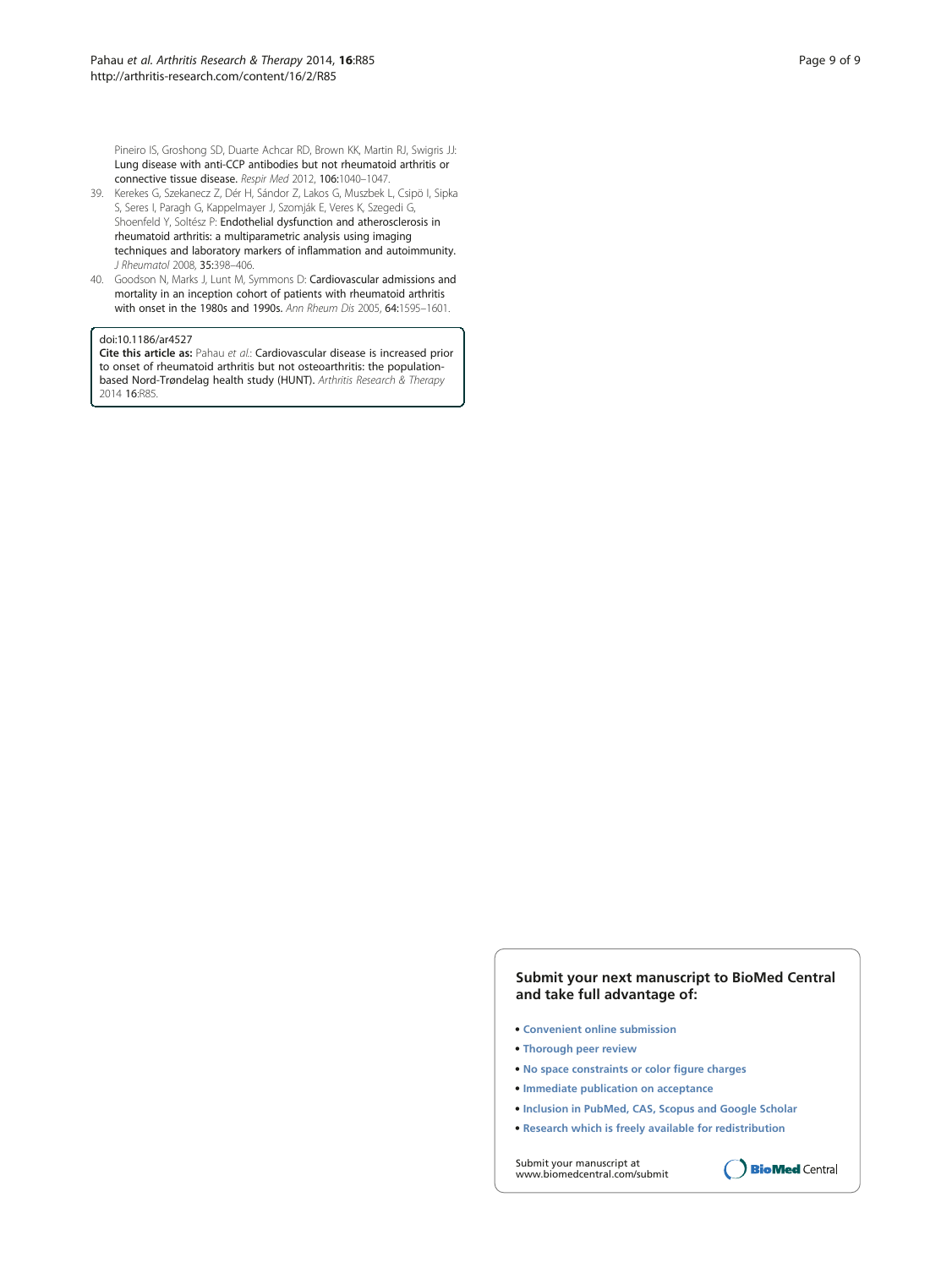Pineiro IS, Groshong SD, Duarte Achcar RD, Brown KK, Martin RJ, Swigris JJ: **Lung disease with anti-CCP antibodies but not rheumatoid arthritis or connective tissue disease.** *Respir Med* 2012, **106:**1040–1047.

39. Kerekes G, Szekanecz Z, Dér H, Sándor Z, Lakos G, Muszbek L, Csipö I, Sipka S, Seres I, Paragh G, Kappelmayer J, Szomják E, Veres K, Szegedi G, Shoenfeld Y, Soltész P: **Endothelial dysfunction and atherosclerosis in rheumatoid arthritis: a multiparametric analysis using imaging techniques and laboratory markers of inflammation and autoimmunity.** *J Rheumatol* 2008, **35:**398–406.
40. Goodson N, Marks J, Lunt M, Symmons D: **Cardiovascular admissions and mortality in an inception cohort of patients with rheumatoid arthritis with onset in the 1980s and 1990s.** *Ann Rheum Dis* 2005, **64:**1595–1601.

doi:10.1186/ar4527

**Cite this article as:** Pahau *et al.*: Cardiovascular disease is increased prior to onset of rheumatoid arthritis but not osteoarthritis: the population-based Nord-Trøndelag health study (HUNT). *Arthritis Research & Therapy* 2014 **16**:R85.

**Submit your next manuscript to BioMed Central and take full advantage of:**

- **Convenient online submission**
- **Thorough peer review**
- **No space constraints or color figure charges**
- **Immediate publication on acceptance**
- **Inclusion in PubMed, CAS, Scopus and Google Scholar**
- **Research which is freely available for redistribution**

Submit your manuscript at
www.biomedcentral.com/submit

BioMed Central